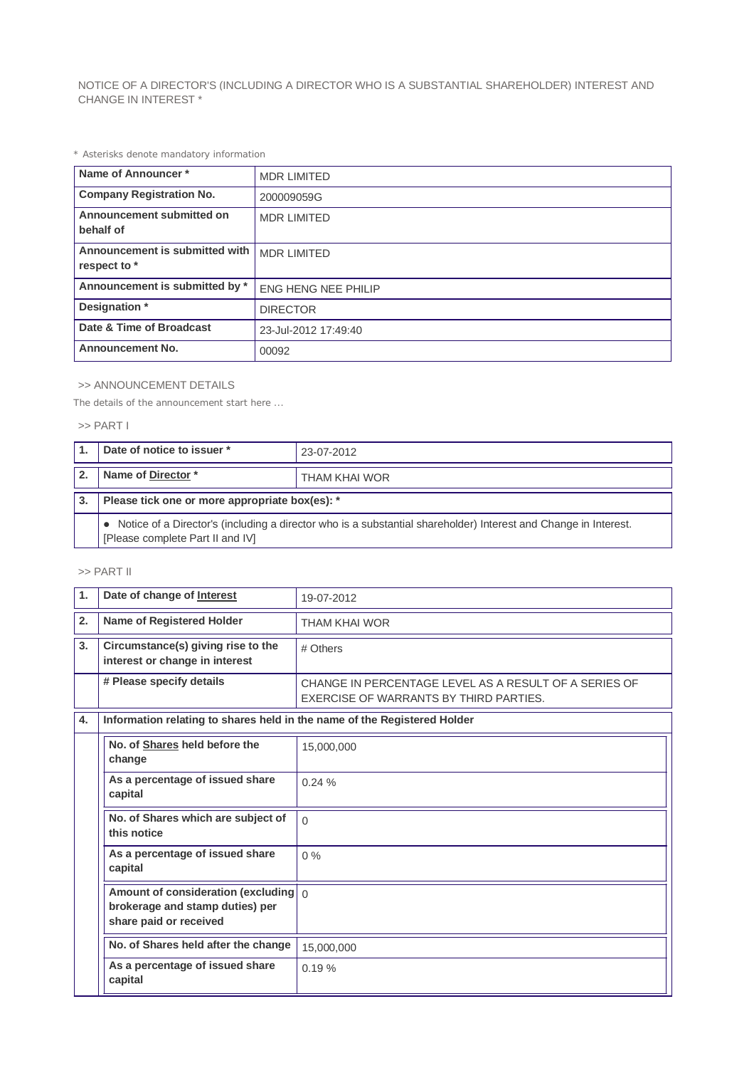NOTICE OF A DIRECTOR'S (INCLUDING A DIRECTOR WHO IS A SUBSTANTIAL SHAREHOLDER) INTEREST AND CHANGE IN INTEREST *

* Asterisks denote mandatory information

| | |
|---|---|
| **Name of Announcer *** | MDR LIMITED |
| **Company Registration No.** | 200009059G |
| **Announcement submitted on behalf of** | MDR LIMITED |
| **Announcement is submitted with respect to *** | MDR LIMITED |
| **Announcement is submitted by *** | ENG HENG NEE PHILIP |
| **Designation *** | DIRECTOR |
| **Date & Time of Broadcast** | 23-Jul-2012 17:49:40 |
| **Announcement No.** | 00092 |

>> ANNOUNCEMENT DETAILS

The details of the announcement start here ...

>> PART I

| | | |
|---|---|---|
| **1.** | **Date of notice to issuer *** | 23-07-2012 |
| **2.** | **Name of Director *** | THAM KHAI WOR |
| **3.** | **Please tick one or more appropriate box(es): *** | |
| | ● Notice of a Director's (including a director who is a substantial shareholder) Interest and Change in Interest. [Please complete Part II and IV] | |

>> PART II

| | | |
|---|---|---|
| **1.** | **Date of change of Interest** | 19-07-2012 |
| **2.** | **Name of Registered Holder** | THAM KHAI WOR |
| **3.** | **Circumstance(s) giving rise to the interest or change in interest** | # Others |
| | **# Please specify details** | CHANGE IN PERCENTAGE LEVEL AS A RESULT OF A SERIES OF EXERCISE OF WARRANTS BY THIRD PARTIES. |
| **4.** | **Information relating to shares held in the name of the Registered Holder** | |
| | **No. of Shares held before the change** | 15,000,000 |
| | **As a percentage of issued share capital** | 0.24 % |
| | **No. of Shares which are subject of this notice** | 0 |
| | **As a percentage of issued share capital** | 0 % |
| | **Amount of consideration (excluding brokerage and stamp duties) per share paid or received** | 0 |
| | **No. of Shares held after the change** | 15,000,000 |
| | **As a percentage of issued share capital** | 0.19 % |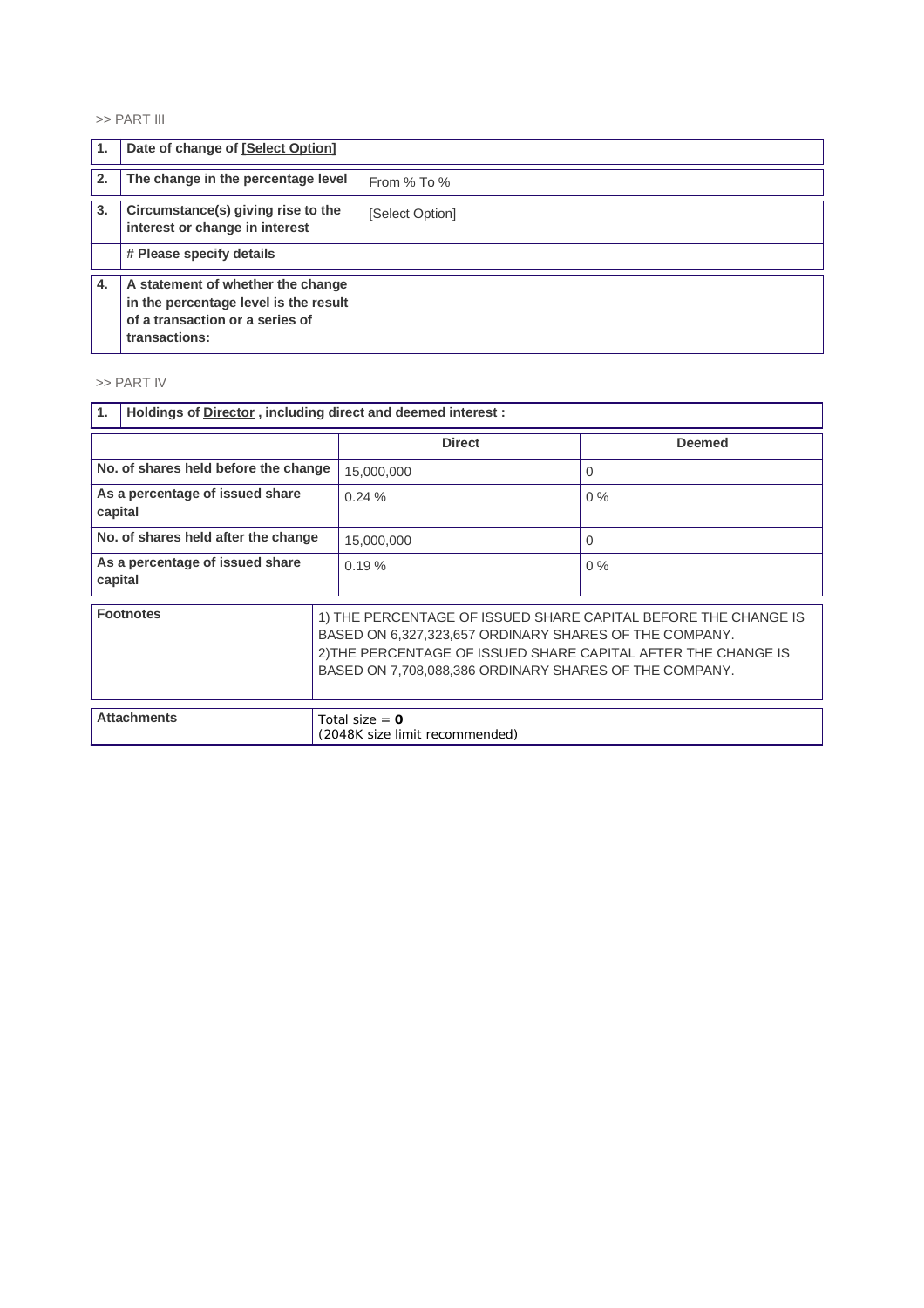>> PART III

| | | |
|---|---|---|
| 1. | **Date of change of [Select Option]** | |
| 2. | **The change in the percentage level** | From % To % |
| 3. | **Circumstance(s) giving rise to the interest or change in interest** | [Select Option] |
| | **# Please specify details** | |
| 4. | **A statement of whether the change in the percentage level is the result of a transaction or a series of transactions:** | |

>> PART IV

**1. Holdings of Director , including direct and deemed interest :**

| | Direct | Deemed |
|---|---|---|
| **No. of shares held before the change** | 15,000,000 | 0 |
| **As a percentage of issued share capital** | 0.24 % | 0 % |
| **No. of shares held after the change** | 15,000,000 | 0 |
| **As a percentage of issued share capital** | 0.19 % | 0 % |

| | |
|---|---|
| **Footnotes** | 1) THE PERCENTAGE OF ISSUED SHARE CAPITAL BEFORE THE CHANGE IS BASED ON 6,327,323,657 ORDINARY SHARES OF THE COMPANY.<br>2)THE PERCENTAGE OF ISSUED SHARE CAPITAL AFTER THE CHANGE IS BASED ON 7,708,088,386 ORDINARY SHARES OF THE COMPANY. |
| **Attachments** | Total size = **0**<br>(2048K size limit recommended) |